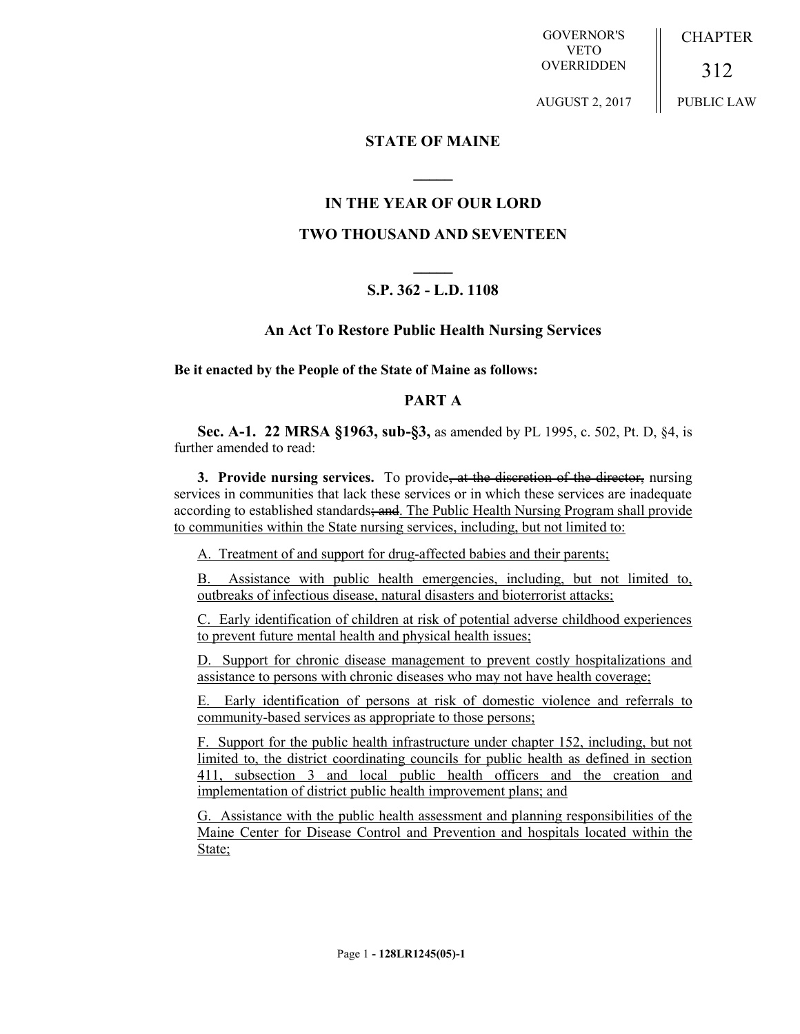GOVERNOR'S VETO OVERRIDDEN

AUGUST 2, 2017

CHAPTER 312

PUBLIC LAW

## STATE OF MAINE

## IN THE YEAR OF OUR LORD

## TWO THOUSAND AND SEVENTEEN

## S.P. 362 - L.D. 1108

### An Act To Restore Public Health Nursing Services

**Be it enacted by the People of the State of Maine as follows:**

## PART A

**Sec. A-1. 22 MRSA §1963, sub-§3,** as amended by PL 1995, c. 502, Pt. D, §4, is further amended to read:

**3. Provide nursing services.** To provide~~, at the discretion of the director,~~ nursing services in communities that lack these services or in which these services are inadequate according to established standards~~; and~~<u>. The Public Health Nursing Program shall provide to communities within the State nursing services, including, but not limited to:</u>

<u>A. Treatment of and support for drug-affected babies and their parents;</u>

<u>B. Assistance with public health emergencies, including, but not limited to, outbreaks of infectious disease, natural disasters and bioterrorist attacks;</u>

<u>C. Early identification of children at risk of potential adverse childhood experiences to prevent future mental health and physical health issues;</u>

<u>D. Support for chronic disease management to prevent costly hospitalizations and assistance to persons with chronic diseases who may not have health coverage;</u>

<u>E. Early identification of persons at risk of domestic violence and referrals to community-based services as appropriate to those persons;</u>

<u>F. Support for the public health infrastructure under chapter 152, including, but not limited to, the district coordinating councils for public health as defined in section 411, subsection 3 and local public health officers and the creation and implementation of district public health improvement plans; and</u>

<u>G. Assistance with the public health assessment and planning responsibilities of the Maine Center for Disease Control and Prevention and hospitals located within the State;</u>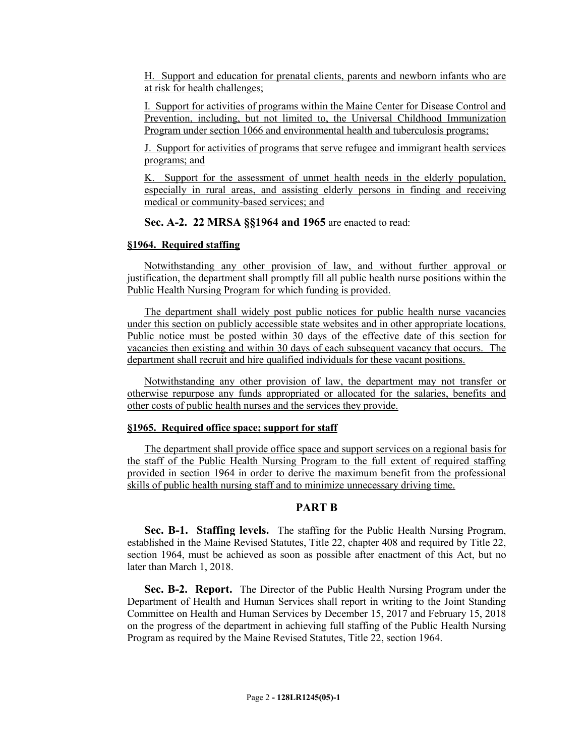H. Support and education for prenatal clients, parents and newborn infants who are at risk for health challenges;

I. Support for activities of programs within the Maine Center for Disease Control and Prevention, including, but not limited to, the Universal Childhood Immunization Program under section 1066 and environmental health and tuberculosis programs;

J. Support for activities of programs that serve refugee and immigrant health services programs; and

K. Support for the assessment of unmet health needs in the elderly population, especially in rural areas, and assisting elderly persons in finding and receiving medical or community-based services; and

**Sec. A-2. 22 MRSA §§1964 and 1965** are enacted to read:

**§1964. Required staffing**

Notwithstanding any other provision of law, and without further approval or justification, the department shall promptly fill all public health nurse positions within the Public Health Nursing Program for which funding is provided.

The department shall widely post public notices for public health nurse vacancies under this section on publicly accessible state websites and in other appropriate locations. Public notice must be posted within 30 days of the effective date of this section for vacancies then existing and within 30 days of each subsequent vacancy that occurs. The department shall recruit and hire qualified individuals for these vacant positions.

Notwithstanding any other provision of law, the department may not transfer or otherwise repurpose any funds appropriated or allocated for the salaries, benefits and other costs of public health nurses and the services they provide.

**§1965. Required office space; support for staff**

The department shall provide office space and support services on a regional basis for the staff of the Public Health Nursing Program to the full extent of required staffing provided in section 1964 in order to derive the maximum benefit from the professional skills of public health nursing staff and to minimize unnecessary driving time.

## PART B

**Sec. B-1. Staffing levels.** The staffing for the Public Health Nursing Program, established in the Maine Revised Statutes, Title 22, chapter 408 and required by Title 22, section 1964, must be achieved as soon as possible after enactment of this Act, but no later than March 1, 2018.

**Sec. B-2. Report.** The Director of the Public Health Nursing Program under the Department of Health and Human Services shall report in writing to the Joint Standing Committee on Health and Human Services by December 15, 2017 and February 15, 2018 on the progress of the department in achieving full staffing of the Public Health Nursing Program as required by the Maine Revised Statutes, Title 22, section 1964.